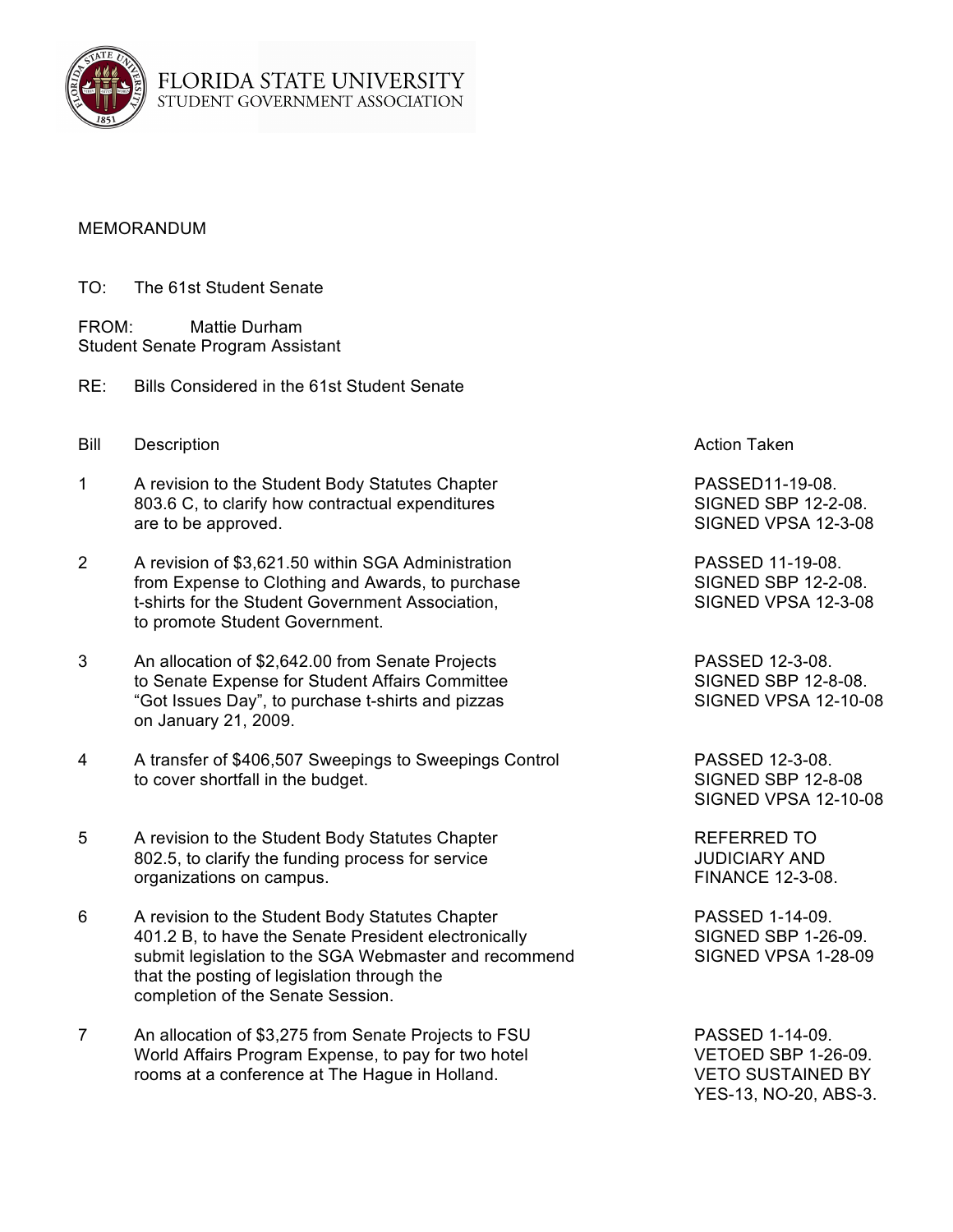FLORIDA STATE UNIVERSITY
STUDENT GOVERNMENT ASSOCIATION

MEMORANDUM

TO: The 61st Student Senate

FROM: Mattie Durham
Student Senate Program Assistant

RE: Bills Considered in the 61st Student Senate

| Bill | Description | Action Taken |
|---|---|---|
| 1 | A revision to the Student Body Statutes Chapter 803.6 C, to clarify how contractual expenditures are to be approved. | PASSED11-19-08. SIGNED SBP 12-2-08. SIGNED VPSA 12-3-08 |
| 2 | A revision of $3,621.50 within SGA Administration from Expense to Clothing and Awards, to purchase t-shirts for the Student Government Association, to promote Student Government. | PASSED 11-19-08. SIGNED SBP 12-2-08. SIGNED VPSA 12-3-08 |
| 3 | An allocation of $2,642.00 from Senate Projects to Senate Expense for Student Affairs Committee "Got Issues Day", to purchase t-shirts and pizzas on January 21, 2009. | PASSED 12-3-08. SIGNED SBP 12-8-08. SIGNED VPSA 12-10-08 |
| 4 | A transfer of $406,507 Sweepings to Sweepings Control to cover shortfall in the budget. | PASSED 12-3-08. SIGNED SBP 12-8-08 SIGNED VPSA 12-10-08 |
| 5 | A revision to the Student Body Statutes Chapter 802.5, to clarify the funding process for service organizations on campus. | REFERRED TO JUDICIARY AND FINANCE 12-3-08. |
| 6 | A revision to the Student Body Statutes Chapter 401.2 B, to have the Senate President electronically submit legislation to the SGA Webmaster and recommend that the posting of legislation through the completion of the Senate Session. | PASSED 1-14-09. SIGNED SBP 1-26-09. SIGNED VPSA 1-28-09 |
| 7 | An allocation of $3,275 from Senate Projects to FSU World Affairs Program Expense, to pay for two hotel rooms at a conference at The Hague in Holland. | PASSED 1-14-09. VETOED SBP 1-26-09. VETO SUSTAINED BY YES-13, NO-20, ABS-3. |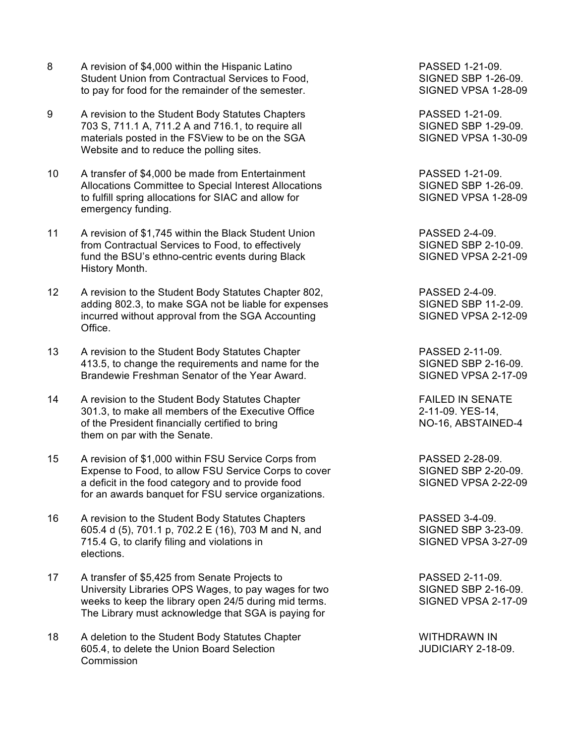| No. | Description | Status |
|---|---|---|
| 8 | A revision of $4,000 within the Hispanic Latino Student Union from Contractual Services to Food, to pay for food for the remainder of the semester. | PASSED 1-21-09. SIGNED SBP 1-26-09. SIGNED VPSA 1-28-09 |
| 9 | A revision to the Student Body Statutes Chapters 703 S, 711.1 A, 711.2 A and 716.1, to require all materials posted in the FSView to be on the SGA Website and to reduce the polling sites. | PASSED 1-21-09. SIGNED SBP 1-29-09. SIGNED VPSA 1-30-09 |
| 10 | A transfer of $4,000 be made from Entertainment Allocations Committee to Special Interest Allocations to fulfill spring allocations for SIAC and allow for emergency funding. | PASSED 1-21-09. SIGNED SBP 1-26-09. SIGNED VPSA 1-28-09 |
| 11 | A revision of $1,745 within the Black Student Union from Contractual Services to Food, to effectively fund the BSU's ethno-centric events during Black History Month. | PASSED 2-4-09. SIGNED SBP 2-10-09. SIGNED VPSA 2-21-09 |
| 12 | A revision to the Student Body Statutes Chapter 802, adding 802.3, to make SGA not be liable for expenses incurred without approval from the SGA Accounting Office. | PASSED 2-4-09. SIGNED SBP 11-2-09. SIGNED VPSA 2-12-09 |
| 13 | A revision to the Student Body Statutes Chapter 413.5, to change the requirements and name for the Brandewie Freshman Senator of the Year Award. | PASSED 2-11-09. SIGNED SBP 2-16-09. SIGNED VPSA 2-17-09 |
| 14 | A revision to the Student Body Statutes Chapter 301.3, to make all members of the Executive Office of the President financially certified to bring them on par with the Senate. | FAILED IN SENATE 2-11-09. YES-14, NO-16, ABSTAINED-4 |
| 15 | A revision of $1,000 within FSU Service Corps from Expense to Food, to allow FSU Service Corps to cover a deficit in the food category and to provide food for an awards banquet for FSU service organizations. | PASSED 2-28-09. SIGNED SBP 2-20-09. SIGNED VPSA 2-22-09 |
| 16 | A revision to the Student Body Statutes Chapters 605.4 d (5), 701.1 p, 702.2 E (16), 703 M and N, and 715.4 G, to clarify filing and violations in elections. | PASSED 3-4-09. SIGNED SBP 3-23-09. SIGNED VPSA 3-27-09 |
| 17 | A transfer of $5,425 from Senate Projects to University Libraries OPS Wages, to pay wages for two weeks to keep the library open 24/5 during mid terms. The Library must acknowledge that SGA is paying for | PASSED 2-11-09. SIGNED SBP 2-16-09. SIGNED VPSA 2-17-09 |
| 18 | A deletion to the Student Body Statutes Chapter 605.4, to delete the Union Board Selection Commission | WITHDRAWN IN JUDICIARY 2-18-09. |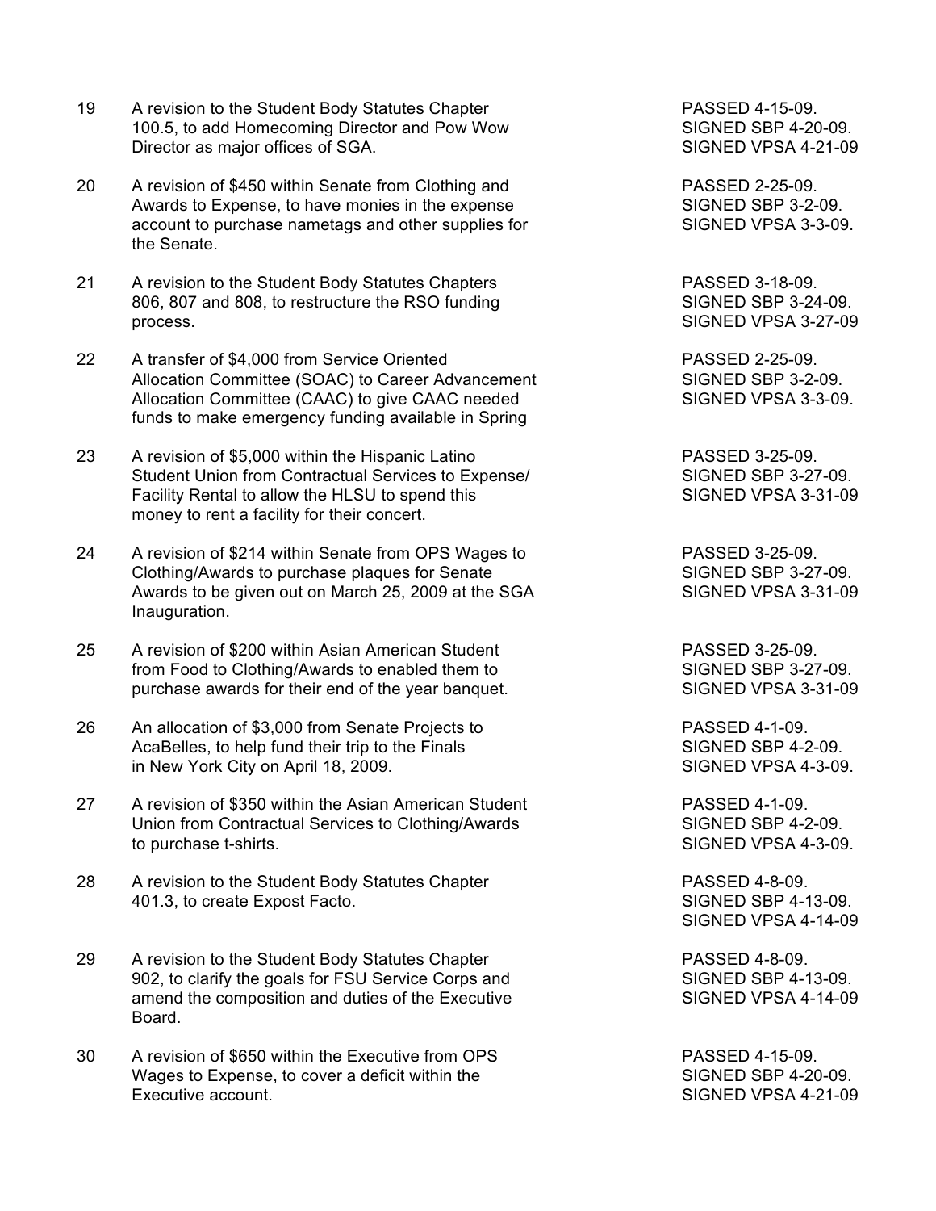| | | |
|---|---|---|
| 19 | A revision to the Student Body Statutes Chapter 100.5, to add Homecoming Director and Pow Wow Director as major offices of SGA. | PASSED 4-15-09. SIGNED SBP 4-20-09. SIGNED VPSA 4-21-09 |
| 20 | A revision of $450 within Senate from Clothing and Awards to Expense, to have monies in the expense account to purchase nametags and other supplies for the Senate. | PASSED 2-25-09. SIGNED SBP 3-2-09. SIGNED VPSA 3-3-09. |
| 21 | A revision to the Student Body Statutes Chapters 806, 807 and 808, to restructure the RSO funding process. | PASSED 3-18-09. SIGNED SBP 3-24-09. SIGNED VPSA 3-27-09 |
| 22 | A transfer of $4,000 from Service Oriented Allocation Committee (SOAC) to Career Advancement Allocation Committee (CAAC) to give CAAC needed funds to make emergency funding available in Spring | PASSED 2-25-09. SIGNED SBP 3-2-09. SIGNED VPSA 3-3-09. |
| 23 | A revision of $5,000 within the Hispanic Latino Student Union from Contractual Services to Expense/ Facility Rental to allow the HLSU to spend this money to rent a facility for their concert. | PASSED 3-25-09. SIGNED SBP 3-27-09. SIGNED VPSA 3-31-09 |
| 24 | A revision of $214 within Senate from OPS Wages to Clothing/Awards to purchase plaques for Senate Awards to be given out on March 25, 2009 at the SGA Inauguration. | PASSED 3-25-09. SIGNED SBP 3-27-09. SIGNED VPSA 3-31-09 |
| 25 | A revision of $200 within Asian American Student from Food to Clothing/Awards to enabled them to purchase awards for their end of the year banquet. | PASSED 3-25-09. SIGNED SBP 3-27-09. SIGNED VPSA 3-31-09 |
| 26 | An allocation of $3,000 from Senate Projects to AcaBelles, to help fund their trip to the Finals in New York City on April 18, 2009. | PASSED 4-1-09. SIGNED SBP 4-2-09. SIGNED VPSA 4-3-09. |
| 27 | A revision of $350 within the Asian American Student Union from Contractual Services to Clothing/Awards to purchase t-shirts. | PASSED 4-1-09. SIGNED SBP 4-2-09. SIGNED VPSA 4-3-09. |
| 28 | A revision to the Student Body Statutes Chapter 401.3, to create Expost Facto. | PASSED 4-8-09. SIGNED SBP 4-13-09. SIGNED VPSA 4-14-09 |
| 29 | A revision to the Student Body Statutes Chapter 902, to clarify the goals for FSU Service Corps and amend the composition and duties of the Executive Board. | PASSED 4-8-09. SIGNED SBP 4-13-09. SIGNED VPSA 4-14-09 |
| 30 | A revision of $650 within the Executive from OPS Wages to Expense, to cover a deficit within the Executive account. | PASSED 4-15-09. SIGNED SBP 4-20-09. SIGNED VPSA 4-21-09 |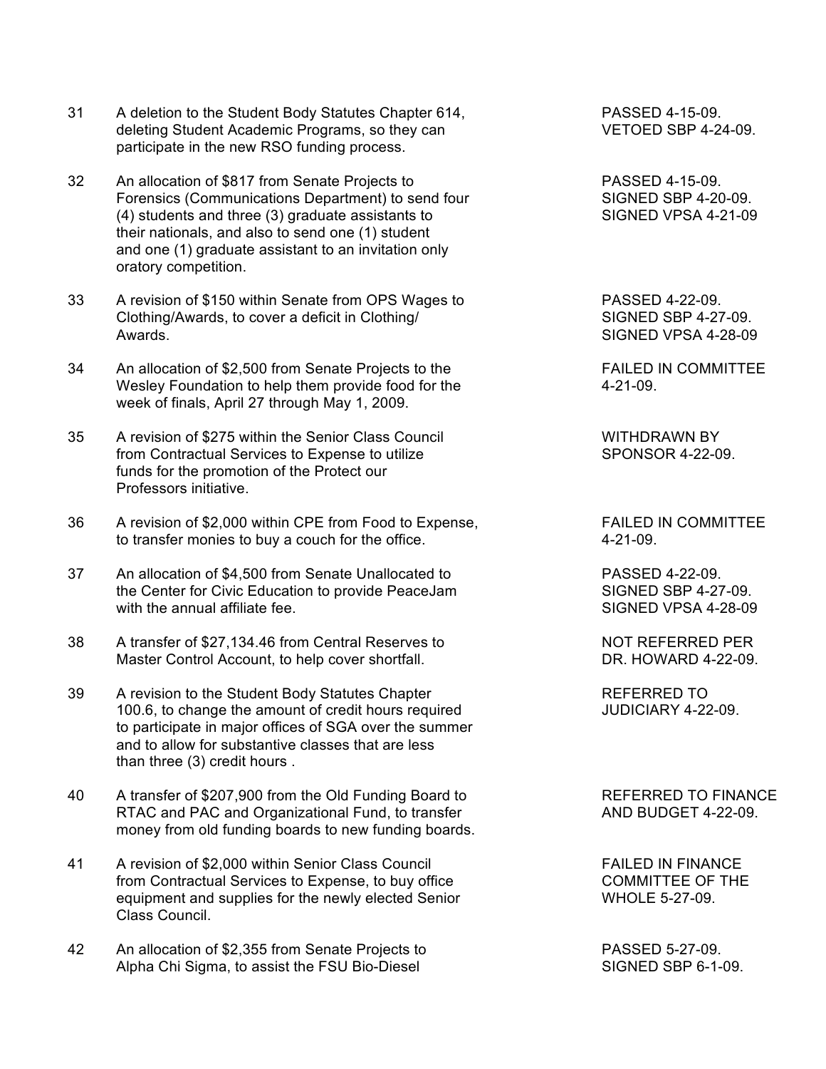| No. | Description | Status |
|---|---|---|
| 31 | A deletion to the Student Body Statutes Chapter 614, deleting Student Academic Programs, so they can participate in the new RSO funding process. | PASSED 4-15-09. VETOED SBP 4-24-09. |
| 32 | An allocation of $817 from Senate Projects to Forensics (Communications Department) to send four (4) students and three (3) graduate assistants to their nationals, and also to send one (1) student and one (1) graduate assistant to an invitation only oratory competition. | PASSED 4-15-09. SIGNED SBP 4-20-09. SIGNED VPSA 4-21-09 |
| 33 | A revision of $150 within Senate from OPS Wages to Clothing/Awards, to cover a deficit in Clothing/ Awards. | PASSED 4-22-09. SIGNED SBP 4-27-09. SIGNED VPSA 4-28-09 |
| 34 | An allocation of $2,500 from Senate Projects to the Wesley Foundation to help them provide food for the week of finals, April 27 through May 1, 2009. | FAILED IN COMMITTEE 4-21-09. |
| 35 | A revision of $275 within the Senior Class Council from Contractual Services to Expense to utilize funds for the promotion of the Protect our Professors initiative. | WITHDRAWN BY SPONSOR 4-22-09. |
| 36 | A revision of $2,000 within CPE from Food to Expense, to transfer monies to buy a couch for the office. | FAILED IN COMMITTEE 4-21-09. |
| 37 | An allocation of $4,500 from Senate Unallocated to the Center for Civic Education to provide PeaceJam with the annual affiliate fee. | PASSED 4-22-09. SIGNED SBP 4-27-09. SIGNED VPSA 4-28-09 |
| 38 | A transfer of $27,134.46 from Central Reserves to Master Control Account, to help cover shortfall. | NOT REFERRED PER DR. HOWARD 4-22-09. |
| 39 | A revision to the Student Body Statutes Chapter 100.6, to change the amount of credit hours required to participate in major offices of SGA over the summer and to allow for substantive classes that are less than three (3) credit hours . | REFERRED TO JUDICIARY 4-22-09. |
| 40 | A transfer of $207,900 from the Old Funding Board to RTAC and PAC and Organizational Fund, to transfer money from old funding boards to new funding boards. | REFERRED TO FINANCE AND BUDGET 4-22-09. |
| 41 | A revision of $2,000 within Senior Class Council from Contractual Services to Expense, to buy office equipment and supplies for the newly elected Senior Class Council. | FAILED IN FINANCE COMMITTEE OF THE WHOLE 5-27-09. |
| 42 | An allocation of $2,355 from Senate Projects to Alpha Chi Sigma, to assist the FSU Bio-Diesel | PASSED 5-27-09. SIGNED SBP 6-1-09. |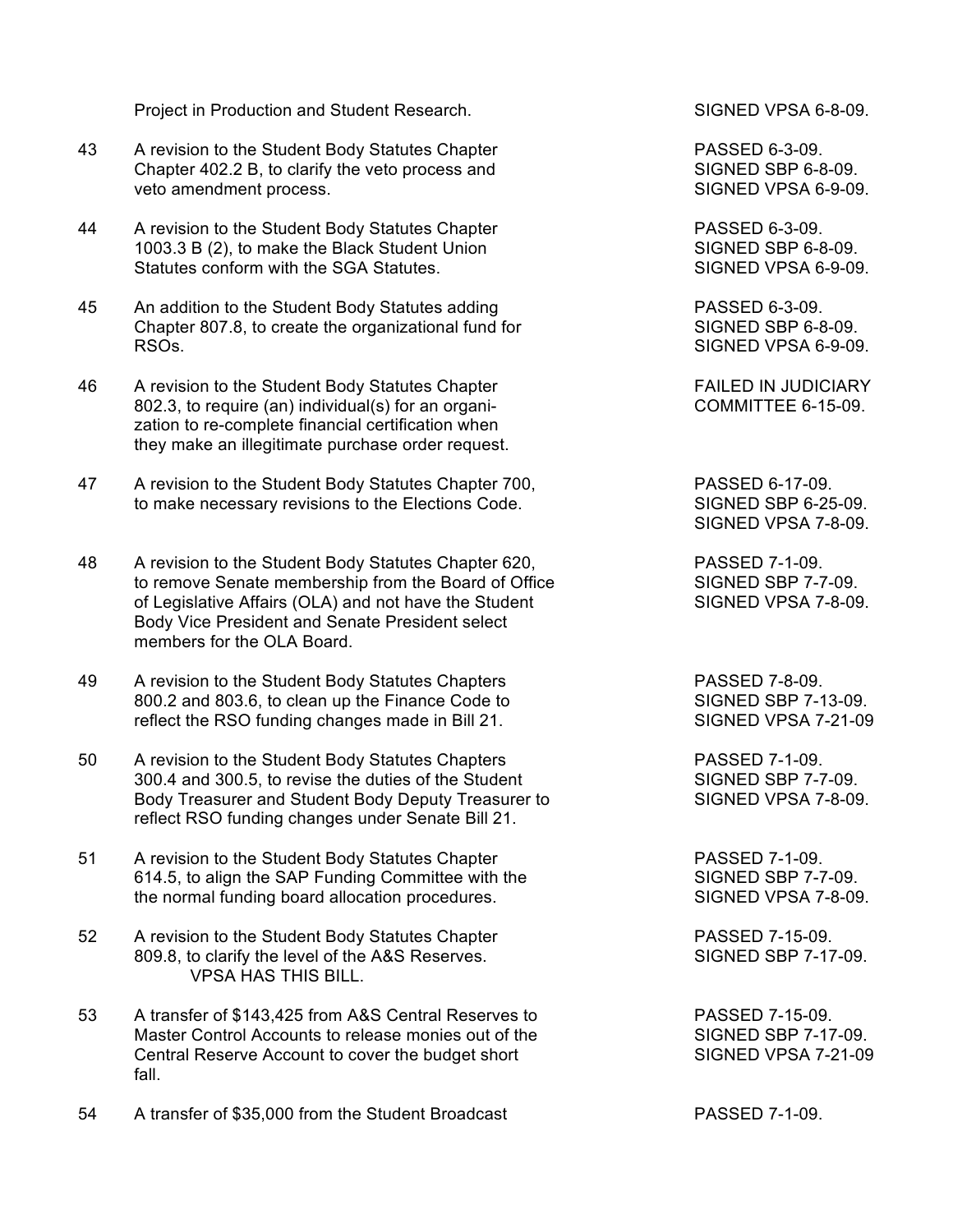| | | |
|---|---|---|
| | Project in Production and Student Research. | SIGNED VPSA 6-8-09. |
| 43 | A revision to the Student Body Statutes Chapter Chapter 402.2 B, to clarify the veto process and veto amendment process. | PASSED 6-3-09. SIGNED SBP 6-8-09. SIGNED VPSA 6-9-09. |
| 44 | A revision to the Student Body Statutes Chapter 1003.3 B (2), to make the Black Student Union Statutes conform with the SGA Statutes. | PASSED 6-3-09. SIGNED SBP 6-8-09. SIGNED VPSA 6-9-09. |
| 45 | An addition to the Student Body Statutes adding Chapter 807.8, to create the organizational fund for RSOs. | PASSED 6-3-09. SIGNED SBP 6-8-09. SIGNED VPSA 6-9-09. |
| 46 | A revision to the Student Body Statutes Chapter 802.3, to require (an) individual(s) for an organization to re-complete financial certification when they make an illegitimate purchase order request. | FAILED IN JUDICIARY COMMITTEE 6-15-09. |
| 47 | A revision to the Student Body Statutes Chapter 700, to make necessary revisions to the Elections Code. | PASSED 6-17-09. SIGNED SBP 6-25-09. SIGNED VPSA 7-8-09. |
| 48 | A revision to the Student Body Statutes Chapter 620, to remove Senate membership from the Board of Office of Legislative Affairs (OLA) and not have the Student Body Vice President and Senate President select members for the OLA Board. | PASSED 7-1-09. SIGNED SBP 7-7-09. SIGNED VPSA 7-8-09. |
| 49 | A revision to the Student Body Statutes Chapters 800.2 and 803.6, to clean up the Finance Code to reflect the RSO funding changes made in Bill 21. | PASSED 7-8-09. SIGNED SBP 7-13-09. SIGNED VPSA 7-21-09 |
| 50 | A revision to the Student Body Statutes Chapters 300.4 and 300.5, to revise the duties of the Student Body Treasurer and Student Body Deputy Treasurer to reflect RSO funding changes under Senate Bill 21. | PASSED 7-1-09. SIGNED SBP 7-7-09. SIGNED VPSA 7-8-09. |
| 51 | A revision to the Student Body Statutes Chapter 614.5, to align the SAP Funding Committee with the the normal funding board allocation procedures. | PASSED 7-1-09. SIGNED SBP 7-7-09. SIGNED VPSA 7-8-09. |
| 52 | A revision to the Student Body Statutes Chapter 809.8, to clarify the level of the A&S Reserves. VPSA HAS THIS BILL. | PASSED 7-15-09. SIGNED SBP 7-17-09. |
| 53 | A transfer of $143,425 from A&S Central Reserves to Master Control Accounts to release monies out of the Central Reserve Account to cover the budget short fall. | PASSED 7-15-09. SIGNED SBP 7-17-09. SIGNED VPSA 7-21-09 |
| 54 | A transfer of $35,000 from the Student Broadcast | PASSED 7-1-09. |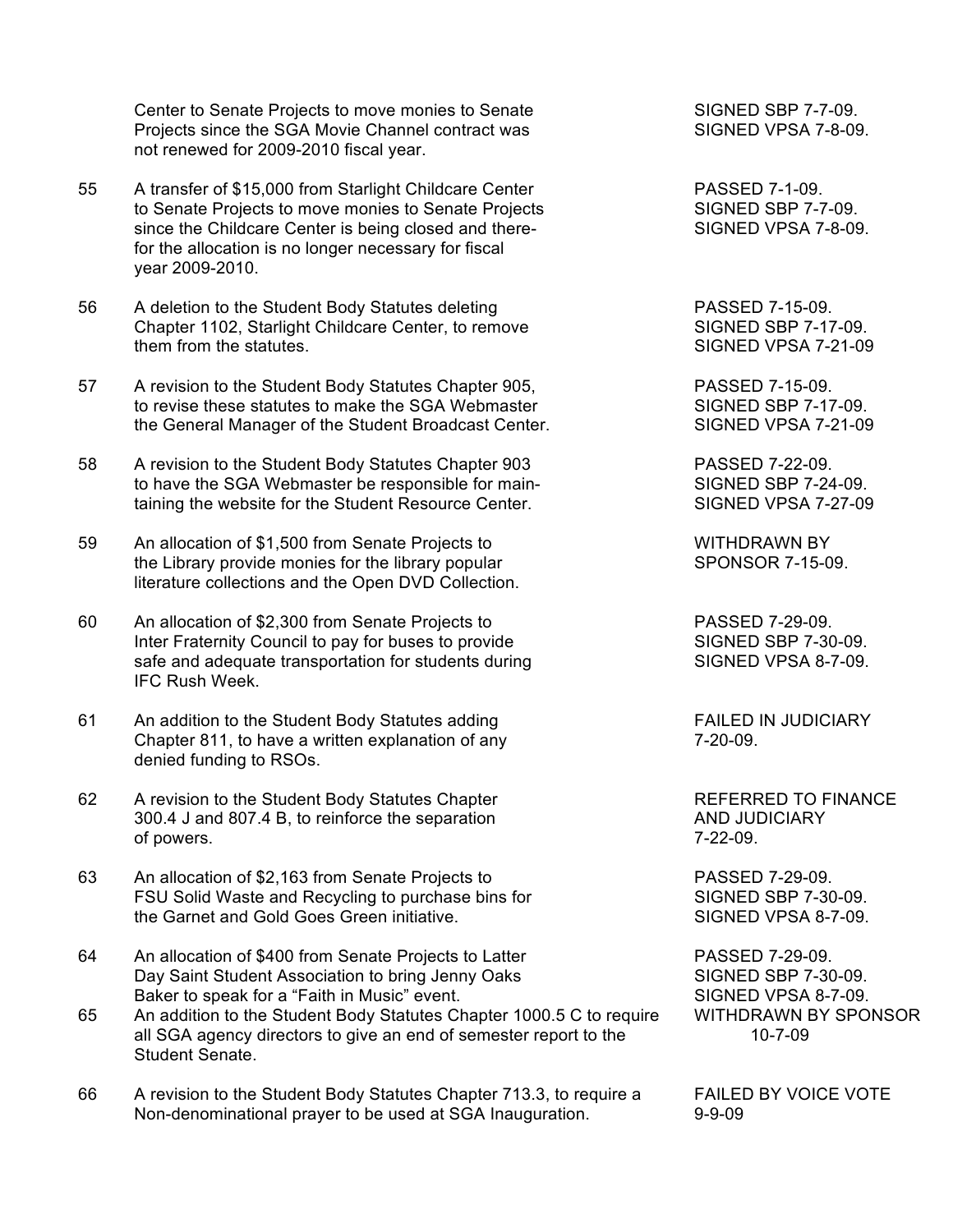| | | |
|---|---|---|
| | Center to Senate Projects to move monies to Senate Projects since the SGA Movie Channel contract was not renewed for 2009-2010 fiscal year. | SIGNED SBP 7-7-09. SIGNED VPSA 7-8-09. |
| 55 | A transfer of $15,000 from Starlight Childcare Center to Senate Projects to move monies to Senate Projects since the Childcare Center is being closed and there-for the allocation is no longer necessary for fiscal year 2009-2010. | PASSED 7-1-09. SIGNED SBP 7-7-09. SIGNED VPSA 7-8-09. |
| 56 | A deletion to the Student Body Statutes deleting Chapter 1102, Starlight Childcare Center, to remove them from the statutes. | PASSED 7-15-09. SIGNED SBP 7-17-09. SIGNED VPSA 7-21-09 |
| 57 | A revision to the Student Body Statutes Chapter 905, to revise these statutes to make the SGA Webmaster the General Manager of the Student Broadcast Center. | PASSED 7-15-09. SIGNED SBP 7-17-09. SIGNED VPSA 7-21-09 |
| 58 | A revision to the Student Body Statutes Chapter 903 to have the SGA Webmaster be responsible for maintaining the website for the Student Resource Center. | PASSED 7-22-09. SIGNED SBP 7-24-09. SIGNED VPSA 7-27-09 |
| 59 | An allocation of $1,500 from Senate Projects to the Library provide monies for the library popular literature collections and the Open DVD Collection. | WITHDRAWN BY SPONSOR 7-15-09. |
| 60 | An allocation of $2,300 from Senate Projects to Inter Fraternity Council to pay for buses to provide safe and adequate transportation for students during IFC Rush Week. | PASSED 7-29-09. SIGNED SBP 7-30-09. SIGNED VPSA 8-7-09. |
| 61 | An addition to the Student Body Statutes adding Chapter 811, to have a written explanation of any denied funding to RSOs. | FAILED IN JUDICIARY 7-20-09. |
| 62 | A revision to the Student Body Statutes Chapter 300.4 J and 807.4 B, to reinforce the separation of powers. | REFERRED TO FINANCE AND JUDICIARY 7-22-09. |
| 63 | An allocation of $2,163 from Senate Projects to FSU Solid Waste and Recycling to purchase bins for the Garnet and Gold Goes Green initiative. | PASSED 7-29-09. SIGNED SBP 7-30-09. SIGNED VPSA 8-7-09. |
| 64 | An allocation of $400 from Senate Projects to Latter Day Saint Student Association to bring Jenny Oaks Baker to speak for a "Faith in Music" event. | PASSED 7-29-09. SIGNED SBP 7-30-09. SIGNED VPSA 8-7-09. |
| 65 | An addition to the Student Body Statutes Chapter 1000.5 C to require all SGA agency directors to give an end of semester report to the Student Senate. | WITHDRAWN BY SPONSOR 10-7-09 |
| 66 | A revision to the Student Body Statutes Chapter 713.3, to require a Non-denominational prayer to be used at SGA Inauguration. | FAILED BY VOICE VOTE 9-9-09 |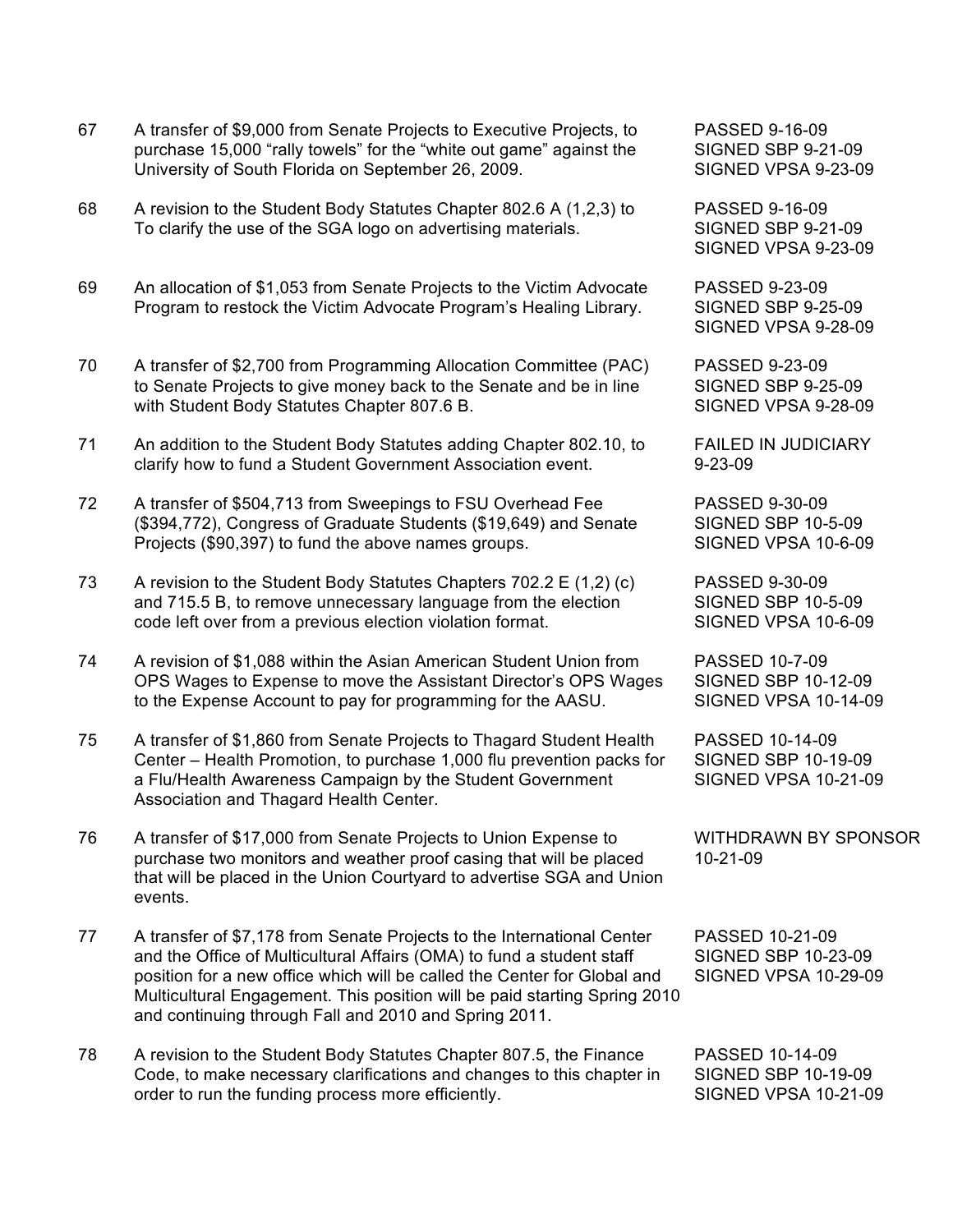| No. | Description | Status |
|---|---|---|
| 67 | A transfer of $9,000 from Senate Projects to Executive Projects, to purchase 15,000 "rally towels" for the "white out game" against the University of South Florida on September 26, 2009. | PASSED 9-16-09<br>SIGNED SBP 9-21-09<br>SIGNED VPSA 9-23-09 |
| 68 | A revision to the Student Body Statutes Chapter 802.6 A (1,2,3) to To clarify the use of the SGA logo on advertising materials. | PASSED 9-16-09<br>SIGNED SBP 9-21-09<br>SIGNED VPSA 9-23-09 |
| 69 | An allocation of $1,053 from Senate Projects to the Victim Advocate Program to restock the Victim Advocate Program's Healing Library. | PASSED 9-23-09<br>SIGNED SBP 9-25-09<br>SIGNED VPSA 9-28-09 |
| 70 | A transfer of $2,700 from Programming Allocation Committee (PAC) to Senate Projects to give money back to the Senate and be in line with Student Body Statutes Chapter 807.6 B. | PASSED 9-23-09<br>SIGNED SBP 9-25-09<br>SIGNED VPSA 9-28-09 |
| 71 | An addition to the Student Body Statutes adding Chapter 802.10, to clarify how to fund a Student Government Association event. | FAILED IN JUDICIARY<br>9-23-09 |
| 72 | A transfer of $504,713 from Sweepings to FSU Overhead Fee ($394,772), Congress of Graduate Students ($19,649) and Senate Projects ($90,397) to fund the above names groups. | PASSED 9-30-09<br>SIGNED SBP 10-5-09<br>SIGNED VPSA 10-6-09 |
| 73 | A revision to the Student Body Statutes Chapters 702.2 E (1,2) (c) and 715.5 B, to remove unnecessary language from the election code left over from a previous election violation format. | PASSED 9-30-09<br>SIGNED SBP 10-5-09<br>SIGNED VPSA 10-6-09 |
| 74 | A revision of $1,088 within the Asian American Student Union from OPS Wages to Expense to move the Assistant Director's OPS Wages to the Expense Account to pay for programming for the AASU. | PASSED 10-7-09<br>SIGNED SBP 10-12-09<br>SIGNED VPSA 10-14-09 |
| 75 | A transfer of $1,860 from Senate Projects to Thagard Student Health Center – Health Promotion, to purchase 1,000 flu prevention packs for a Flu/Health Awareness Campaign by the Student Government Association and Thagard Health Center. | PASSED 10-14-09<br>SIGNED SBP 10-19-09<br>SIGNED VPSA 10-21-09 |
| 76 | A transfer of $17,000 from Senate Projects to Union Expense to purchase two monitors and weather proof casing that will be placed that will be placed in the Union Courtyard to advertise SGA and Union events. | WITHDRAWN BY SPONSOR<br>10-21-09 |
| 77 | A transfer of $7,178 from Senate Projects to the International Center and the Office of Multicultural Affairs (OMA) to fund a student staff position for a new office which will be called the Center for Global and Multicultural Engagement. This position will be paid starting Spring 2010 and continuing through Fall and 2010 and Spring 2011. | PASSED 10-21-09<br>SIGNED SBP 10-23-09<br>SIGNED VPSA 10-29-09 |
| 78 | A revision to the Student Body Statutes Chapter 807.5, the Finance Code, to make necessary clarifications and changes to this chapter in order to run the funding process more efficiently. | PASSED 10-14-09<br>SIGNED SBP 10-19-09<br>SIGNED VPSA 10-21-09 |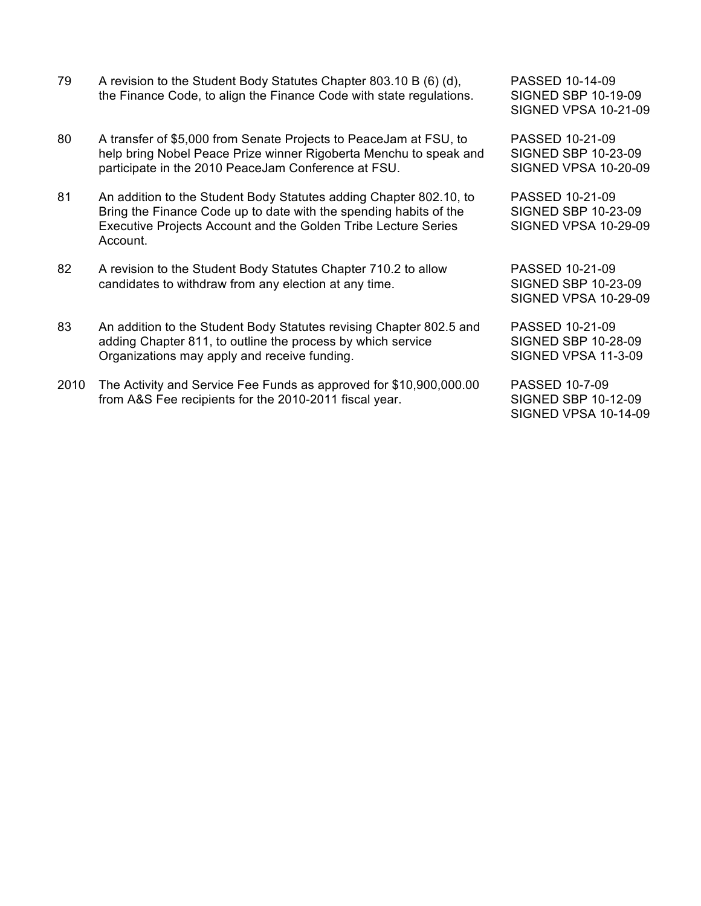| | | |
|---|---|---|
| 79 | A revision to the Student Body Statutes Chapter 803.10 B (6) (d), the Finance Code, to align the Finance Code with state regulations. | PASSED 10-14-09<br>SIGNED SBP 10-19-09<br>SIGNED VPSA 10-21-09 |
| 80 | A transfer of $5,000 from Senate Projects to PeaceJam at FSU, to help bring Nobel Peace Prize winner Rigoberta Menchu to speak and participate in the 2010 PeaceJam Conference at FSU. | PASSED 10-21-09<br>SIGNED SBP 10-23-09<br>SIGNED VPSA 10-20-09 |
| 81 | An addition to the Student Body Statutes adding Chapter 802.10, to Bring the Finance Code up to date with the spending habits of the Executive Projects Account and the Golden Tribe Lecture Series Account. | PASSED 10-21-09<br>SIGNED SBP 10-23-09<br>SIGNED VPSA 10-29-09 |
| 82 | A revision to the Student Body Statutes Chapter 710.2 to allow candidates to withdraw from any election at any time. | PASSED 10-21-09<br>SIGNED SBP 10-23-09<br>SIGNED VPSA 10-29-09 |
| 83 | An addition to the Student Body Statutes revising Chapter 802.5 and adding Chapter 811, to outline the process by which service Organizations may apply and receive funding. | PASSED 10-21-09<br>SIGNED SBP 10-28-09<br>SIGNED VPSA 11-3-09 |
| 2010 | The Activity and Service Fee Funds as approved for $10,900,000.00 from A&S Fee recipients for the 2010-2011 fiscal year. | PASSED 10-7-09<br>SIGNED SBP 10-12-09<br>SIGNED VPSA 10-14-09 |